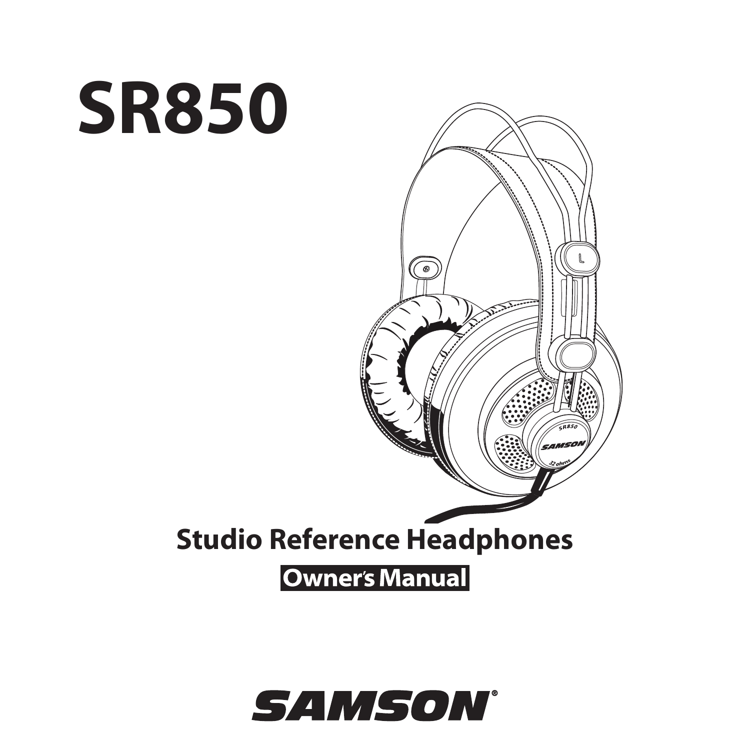# SR850

## Studio Reference Headphones

**Owner's Manual**

**SAMSON®**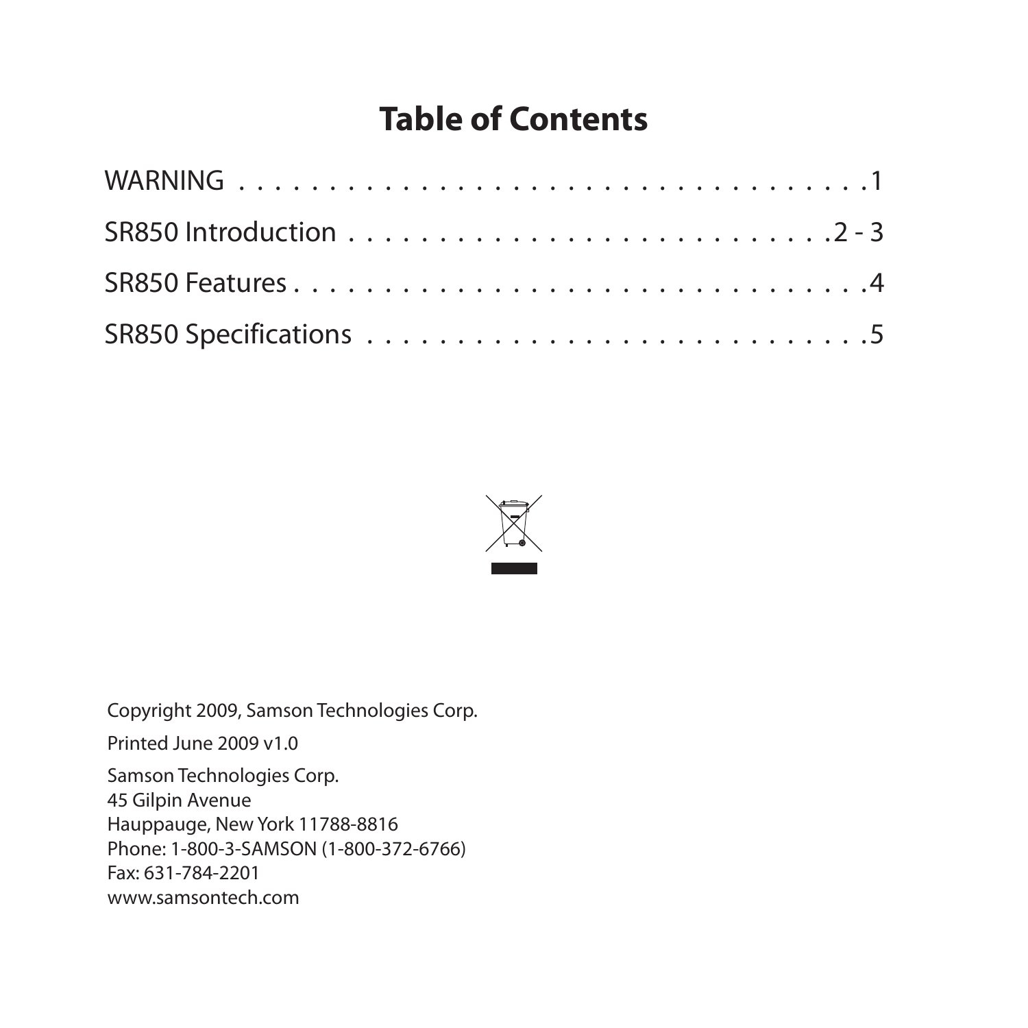# Table of Contents

WARNING . . . . . . . . . . . . . . . . . . . . . . . . . . . . . . . . 1

SR850 Introduction . . . . . . . . . . . . . . . . . . . . . . . . . 2 - 3

SR850 Features . . . . . . . . . . . . . . . . . . . . . . . . . . . . . 4

SR850 Specifications . . . . . . . . . . . . . . . . . . . . . . . . . 5

Copyright 2009, Samson Technologies Corp.

Printed June 2009 v1.0

Samson Technologies Corp.
45 Gilpin Avenue
Hauppauge, New York 11788-8816
Phone: 1-800-3-SAMSON (1-800-372-6766)
Fax: 631-784-2201
www.samsontech.com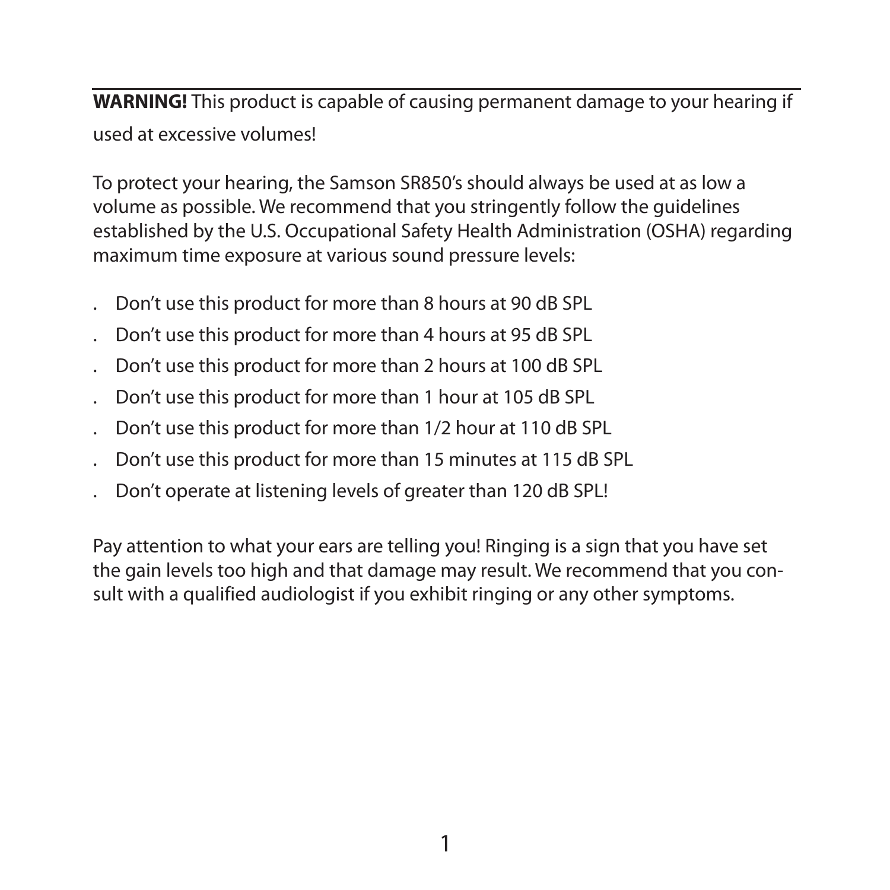**WARNING!** This product is capable of causing permanent damage to your hearing if used at excessive volumes!

To protect your hearing, the Samson SR850's should always be used at as low a volume as possible. We recommend that you stringently follow the guidelines established by the U.S. Occupational Safety Health Administration (OSHA) regarding maximum time exposure at various sound pressure levels:

- Don't use this product for more than 8 hours at 90 dB SPL
- Don't use this product for more than 4 hours at 95 dB SPL
- Don't use this product for more than 2 hours at 100 dB SPL
- Don't use this product for more than 1 hour at 105 dB SPL
- Don't use this product for more than 1/2 hour at 110 dB SPL
- Don't use this product for more than 15 minutes at 115 dB SPL
- Don't operate at listening levels of greater than 120 dB SPL!

Pay attention to what your ears are telling you! Ringing is a sign that you have set the gain levels too high and that damage may result. We recommend that you consult with a qualified audiologist if you exhibit ringing or any other symptoms.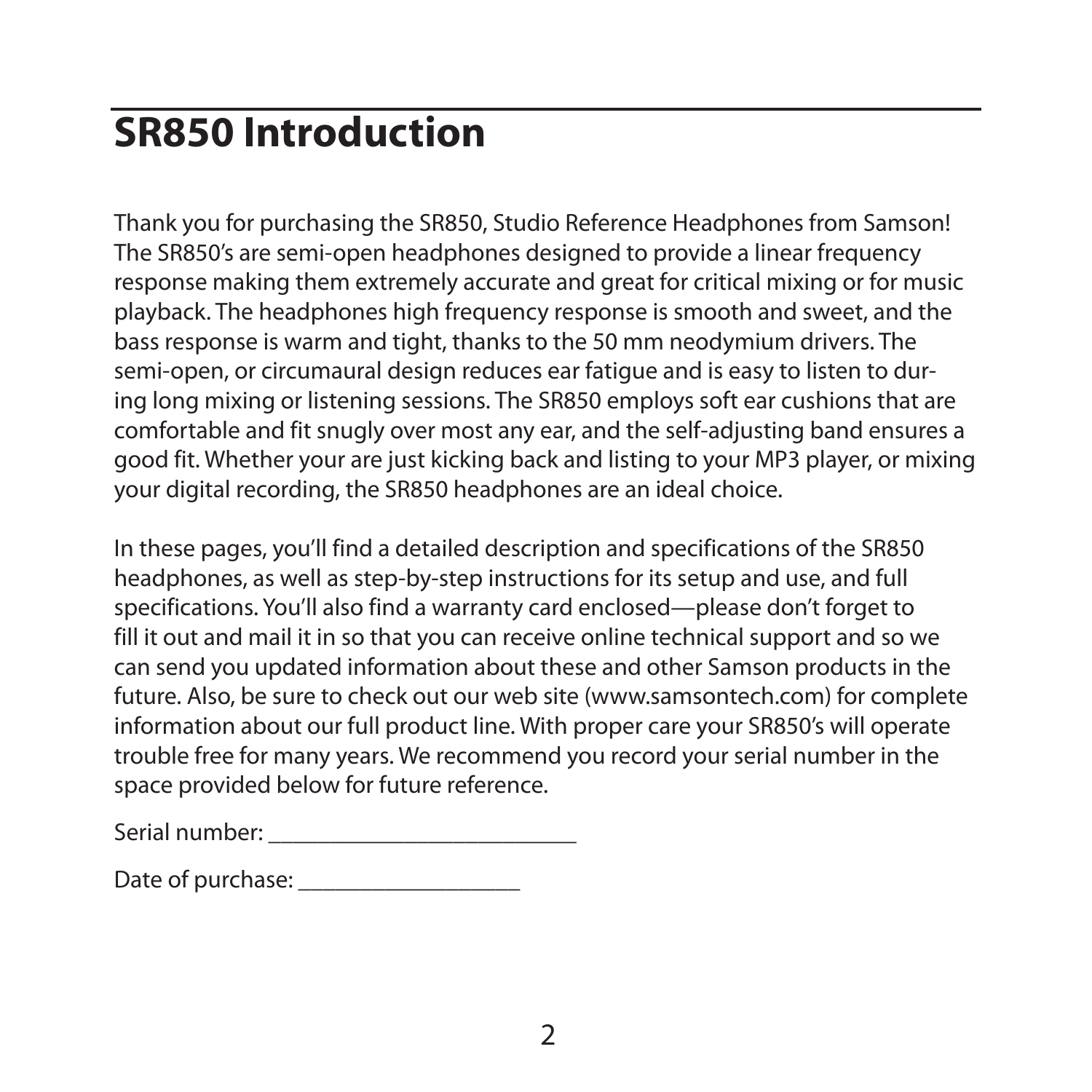# SR850 Introduction

Thank you for purchasing the SR850, Studio Reference Headphones from Samson! The SR850's are semi-open headphones designed to provide a linear frequency response making them extremely accurate and great for critical mixing or for music playback. The headphones high frequency response is smooth and sweet, and the bass response is warm and tight, thanks to the 50 mm neodymium drivers. The semi-open, or circumaural design reduces ear fatigue and is easy to listen to during long mixing or listening sessions. The SR850 employs soft ear cushions that are comfortable and fit snugly over most any ear, and the self-adjusting band ensures a good fit. Whether your are just kicking back and listing to your MP3 player, or mixing your digital recording, the SR850 headphones are an ideal choice.

In these pages, you'll find a detailed description and specifications of the SR850 headphones, as well as step-by-step instructions for its setup and use, and full specifications. You'll also find a warranty card enclosed—please don't forget to fill it out and mail it in so that you can receive online technical support and so we can send you updated information about these and other Samson products in the future. Also, be sure to check out our web site (www.samsontech.com) for complete information about our full product line. With proper care your SR850's will operate trouble free for many years. We recommend you record your serial number in the space provided below for future reference.

Serial number: ___________________________

Date of purchase: ___________________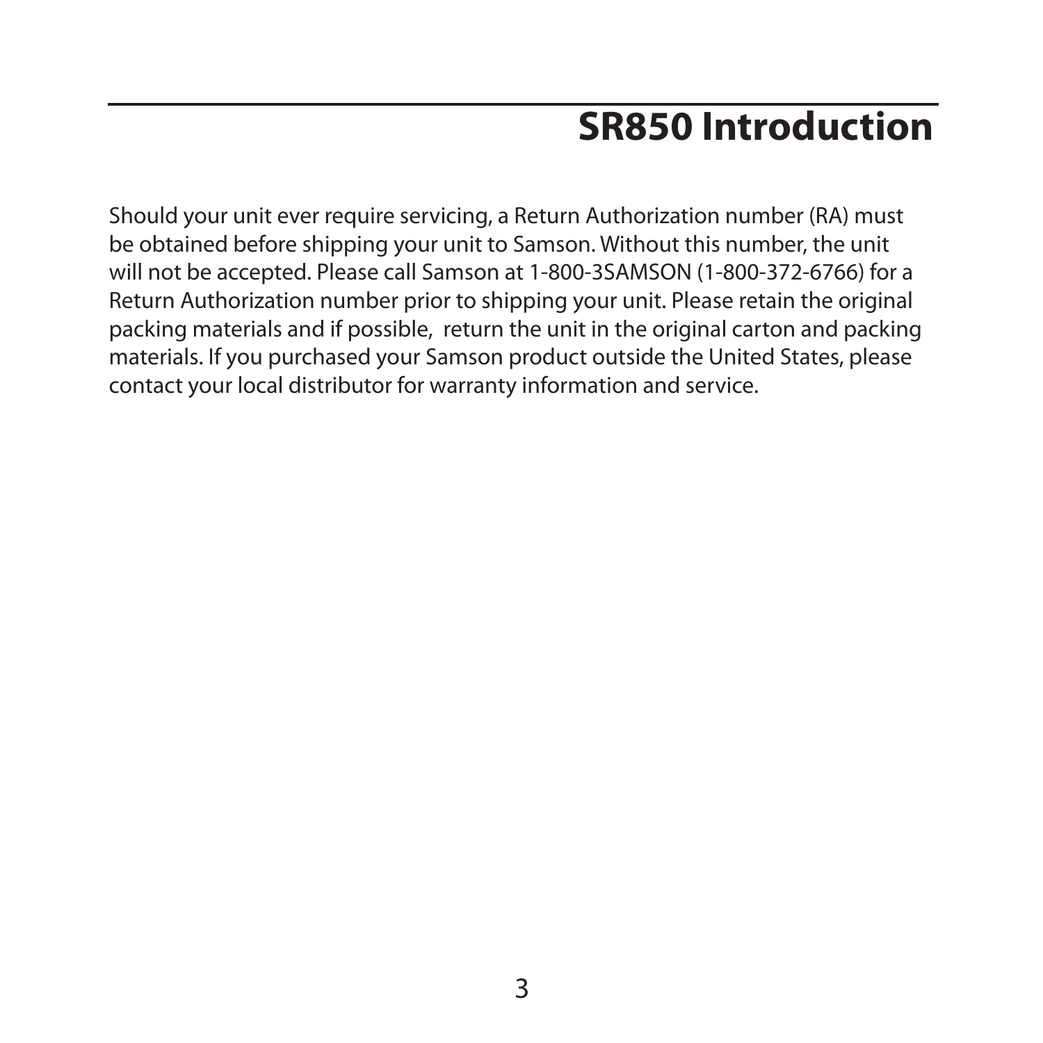# SR850 Introduction

Should your unit ever require servicing, a Return Authorization number (RA) must be obtained before shipping your unit to Samson. Without this number, the unit will not be accepted. Please call Samson at 1-800-3SAMSON (1-800-372-6766) for a Return Authorization number prior to shipping your unit. Please retain the original packing materials and if possible, return the unit in the original carton and packing materials. If you purchased your Samson product outside the United States, please contact your local distributor for warranty information and service.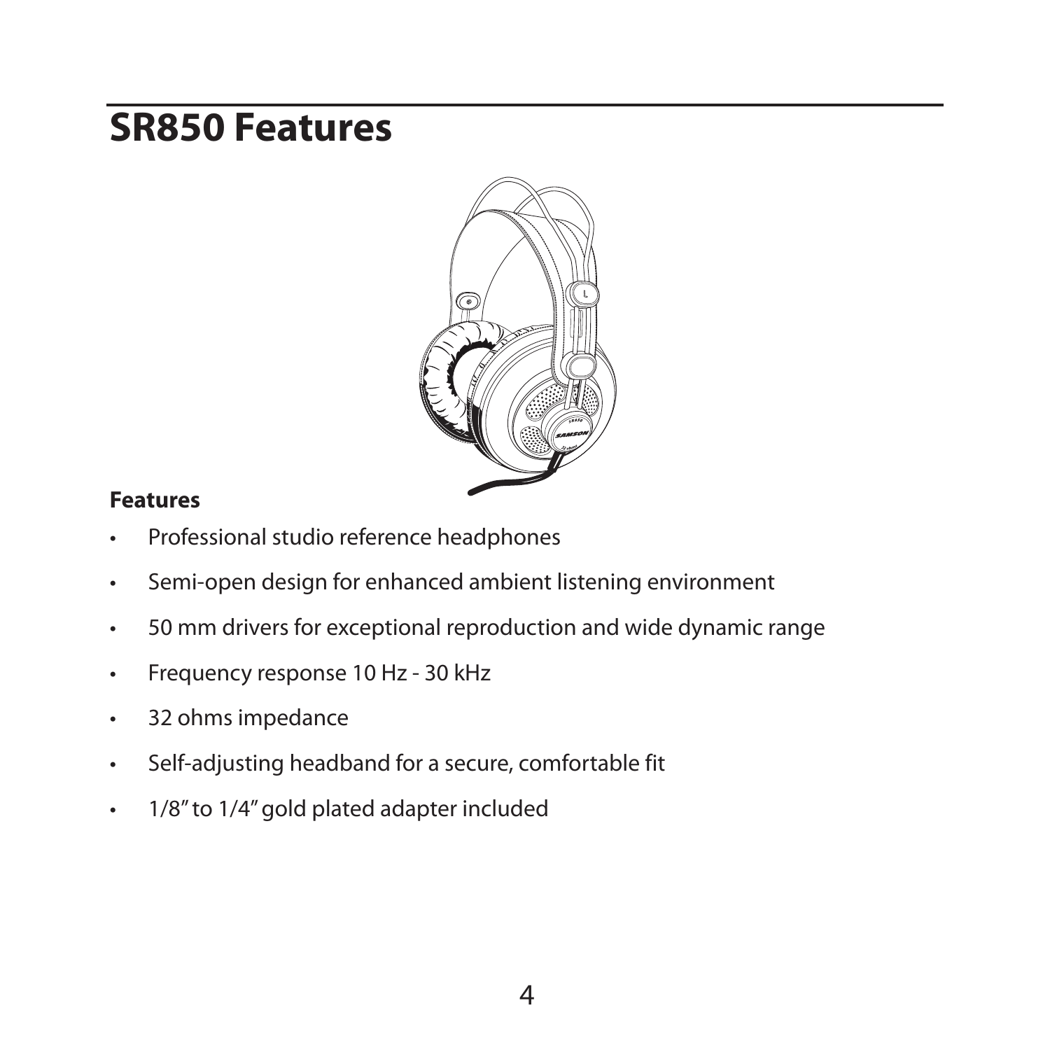# SR850 Features

**Features**

- Professional studio reference headphones
- Semi-open design for enhanced ambient listening environment
- 50 mm drivers for exceptional reproduction and wide dynamic range
- Frequency response 10 Hz - 30 kHz
- 32 ohms impedance
- Self-adjusting headband for a secure, comfortable fit
- 1/8" to 1/4" gold plated adapter included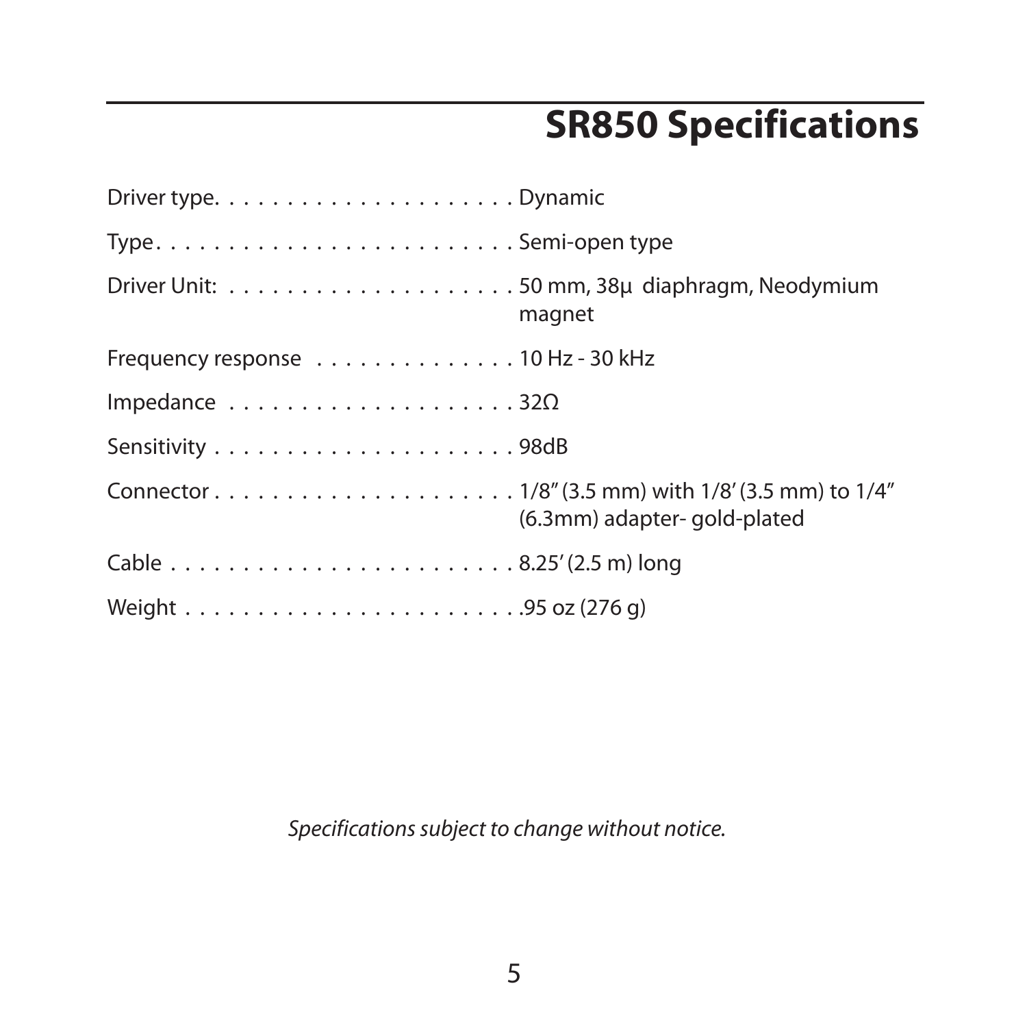# SR850 Specifications

| | |
|---|---|
| Driver type | Dynamic |
| Type | Semi-open type |
| Driver Unit: | 50 mm, 38µ diaphragm, Neodymium magnet |
| Frequency response | 10 Hz - 30 kHz |
| Impedance | 32Ω |
| Sensitivity | 98dB |
| Connector | 1/8″ (3.5 mm) with 1/8′ (3.5 mm) to 1/4″ (6.3mm) adapter- gold-plated |
| Cable | 8.25′ (2.5 m) long |
| Weight | .95 oz (276 g) |

*Specifications subject to change without notice.*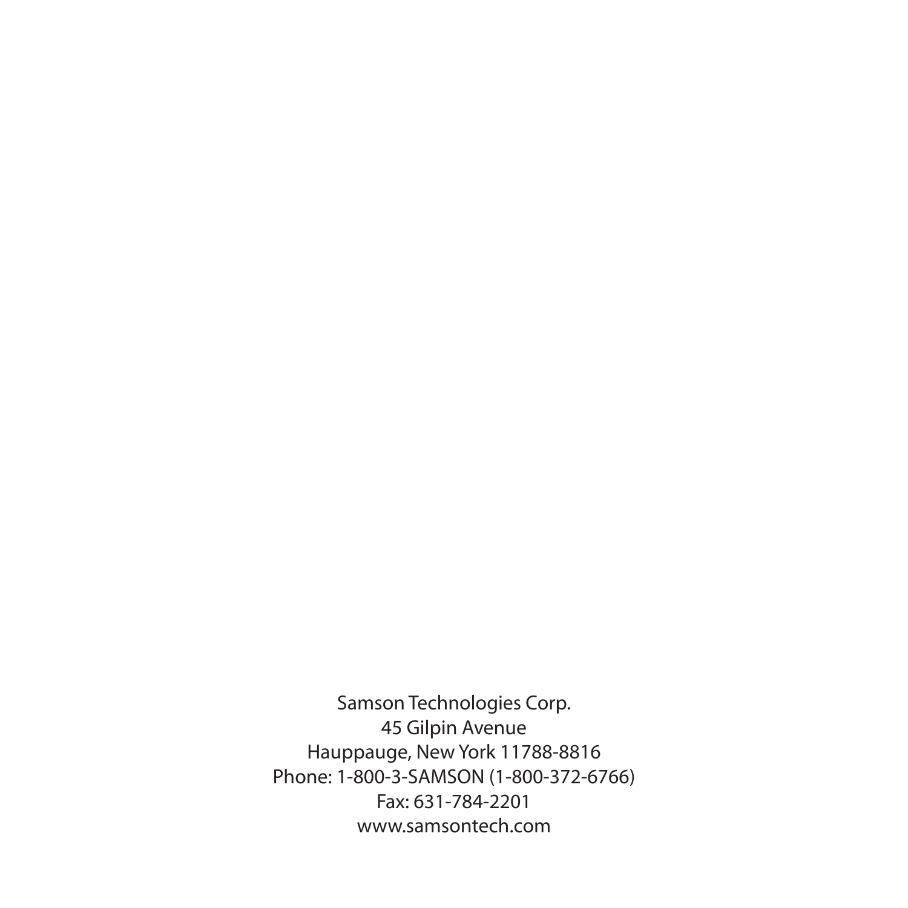Samson Technologies Corp.
45 Gilpin Avenue
Hauppauge, New York 11788-8816
Phone: 1-800-3-SAMSON (1-800-372-6766)
Fax: 631-784-2201
www.samsontech.com